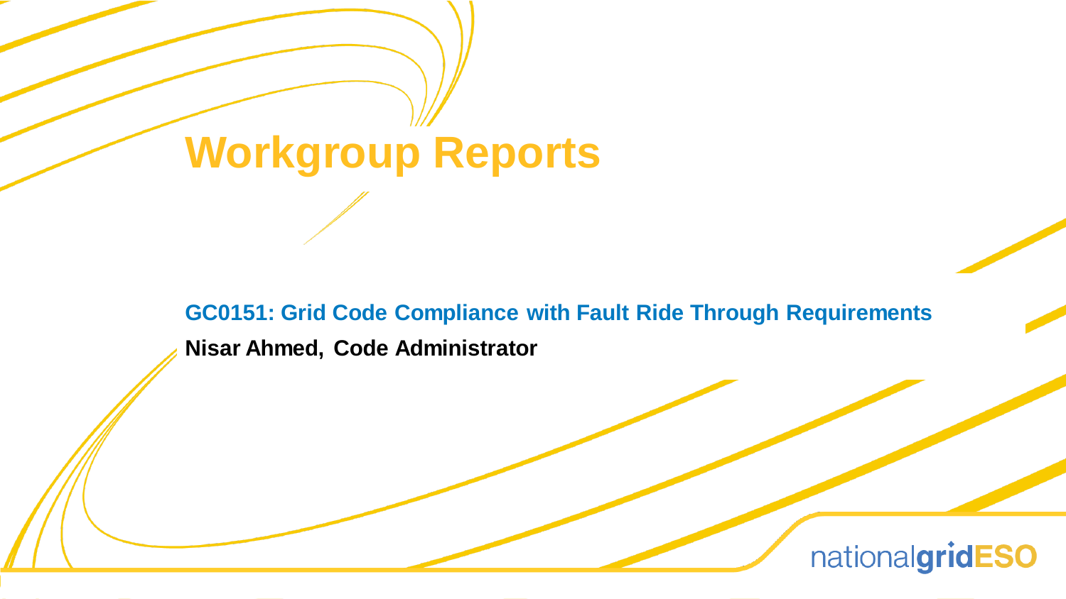# Workgroup Reports

**GC0151: Grid Code Compliance with Fault Ride Through Requirements**

**Nisar Ahmed, Code Administrator**

nationalgridESO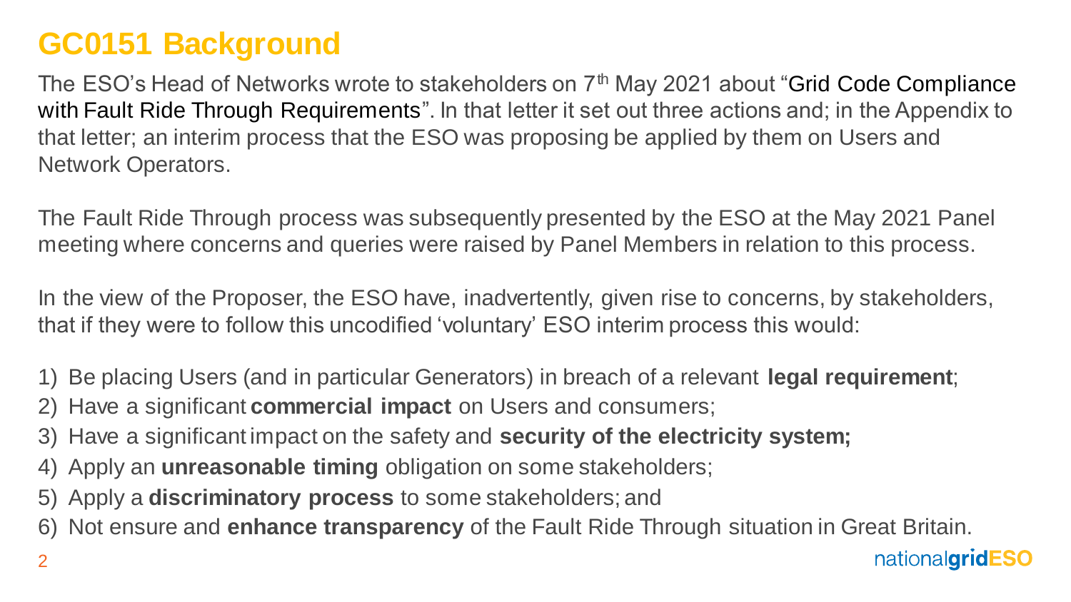# GC0151 Background

The ESO's Head of Networks wrote to stakeholders on 7th May 2021 about "Grid Code Compliance with Fault Ride Through Requirements". In that letter it set out three actions and; in the Appendix to that letter; an interim process that the ESO was proposing be applied by them on Users and Network Operators.

The Fault Ride Through process was subsequently presented by the ESO at the May 2021 Panel meeting where concerns and queries were raised by Panel Members in relation to this process.

In the view of the Proposer, the ESO have, inadvertently, given rise to concerns, by stakeholders, that if they were to follow this uncodified 'voluntary' ESO interim process this would:

1) Be placing Users (and in particular Generators) in breach of a relevant **legal requirement**;
2) Have a significant **commercial impact** on Users and consumers;
3) Have a significant impact on the safety and **security of the electricity system;**
4) Apply an **unreasonable timing** obligation on some stakeholders;
5) Apply a **discriminatory process** to some stakeholders; and
6) Not ensure and **enhance transparency** of the Fault Ride Through situation in Great Britain.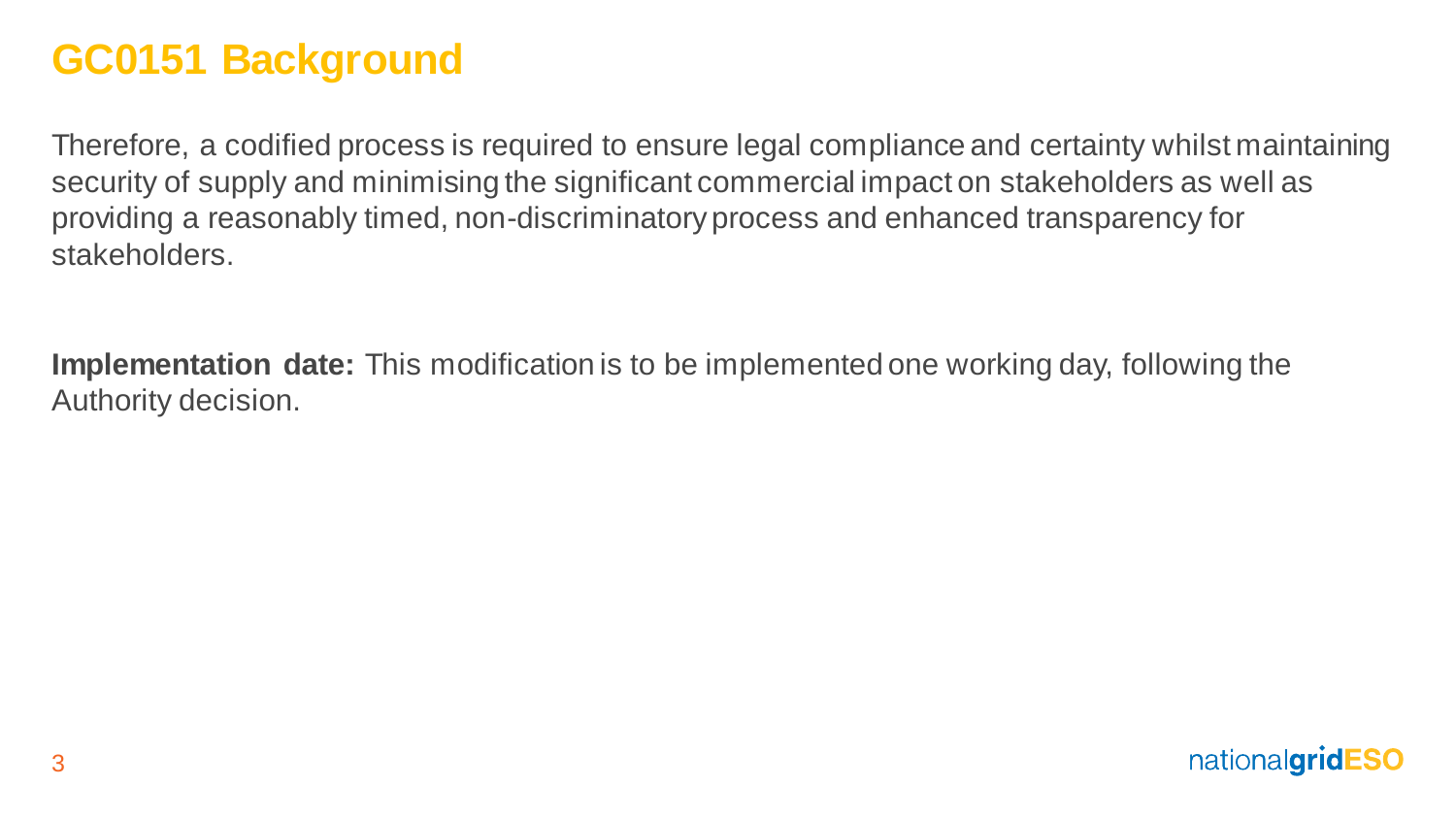# GC0151 Background

Therefore, a codified process is required to ensure legal compliance and certainty whilst maintaining security of supply and minimising the significant commercial impact on stakeholders as well as providing a reasonably timed, non-discriminatory process and enhanced transparency for stakeholders.

**Implementation date:** This modification is to be implemented one working day, following the Authority decision.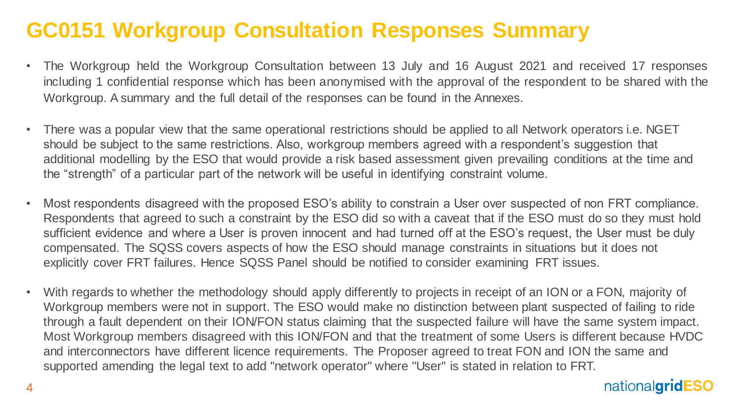# GC0151 Workgroup Consultation Responses Summary

- The Workgroup held the Workgroup Consultation between 13 July and 16 August 2021 and received 17 responses including 1 confidential response which has been anonymised with the approval of the respondent to be shared with the Workgroup. A summary and the full detail of the responses can be found in the Annexes.
- There was a popular view that the same operational restrictions should be applied to all Network operators i.e. NGET should be subject to the same restrictions. Also, workgroup members agreed with a respondent's suggestion that additional modelling by the ESO that would provide a risk based assessment given prevailing conditions at the time and the "strength" of a particular part of the network will be useful in identifying constraint volume.
- Most respondents disagreed with the proposed ESO's ability to constrain a User over suspected of non FRT compliance. Respondents that agreed to such a constraint by the ESO did so with a caveat that if the ESO must do so they must hold sufficient evidence and where a User is proven innocent and had turned off at the ESO's request, the User must be duly compensated. The SQSS covers aspects of how the ESO should manage constraints in situations but it does not explicitly cover FRT failures. Hence SQSS Panel should be notified to consider examining FRT issues.
- With regards to whether the methodology should apply differently to projects in receipt of an ION or a FON, majority of Workgroup members were not in support. The ESO would make no distinction between plant suspected of failing to ride through a fault dependent on their ION/FON status claiming that the suspected failure will have the same system impact. Most Workgroup members disagreed with this ION/FON and that the treatment of some Users is different because HVDC and interconnectors have different licence requirements. The Proposer agreed to treat FON and ION the same and supported amending the legal text to add "network operator" where "User" is stated in relation to FRT.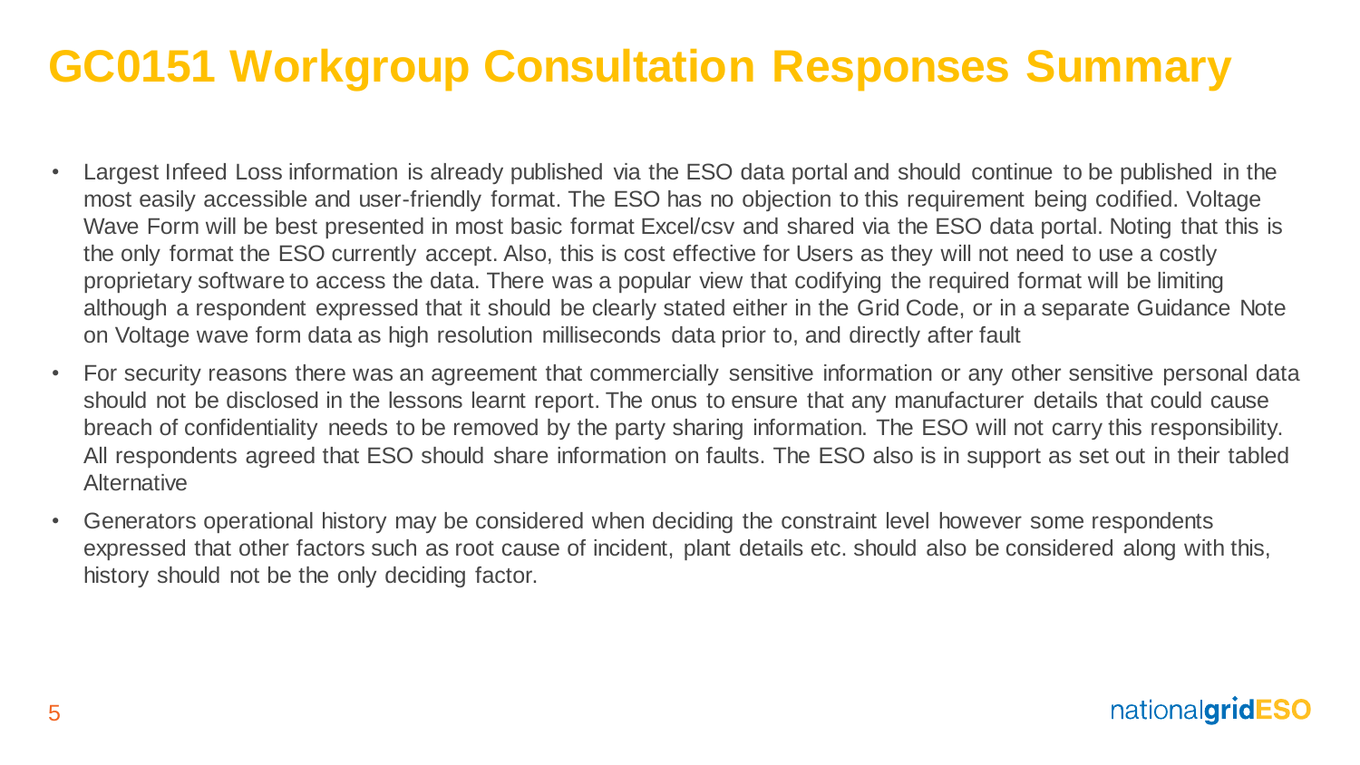# GC0151 Workgroup Consultation Responses Summary

- Largest Infeed Loss information is already published via the ESO data portal and should continue to be published in the most easily accessible and user-friendly format. The ESO has no objection to this requirement being codified. Voltage Wave Form will be best presented in most basic format Excel/csv and shared via the ESO data portal. Noting that this is the only format the ESO currently accept. Also, this is cost effective for Users as they will not need to use a costly proprietary software to access the data. There was a popular view that codifying the required format will be limiting although a respondent expressed that it should be clearly stated either in the Grid Code, or in a separate Guidance Note on Voltage wave form data as high resolution milliseconds data prior to, and directly after fault
- For security reasons there was an agreement that commercially sensitive information or any other sensitive personal data should not be disclosed in the lessons learnt report. The onus to ensure that any manufacturer details that could cause breach of confidentiality needs to be removed by the party sharing information. The ESO will not carry this responsibility. All respondents agreed that ESO should share information on faults. The ESO also is in support as set out in their tabled Alternative
- Generators operational history may be considered when deciding the constraint level however some respondents expressed that other factors such as root cause of incident, plant details etc. should also be considered along with this, history should not be the only deciding factor.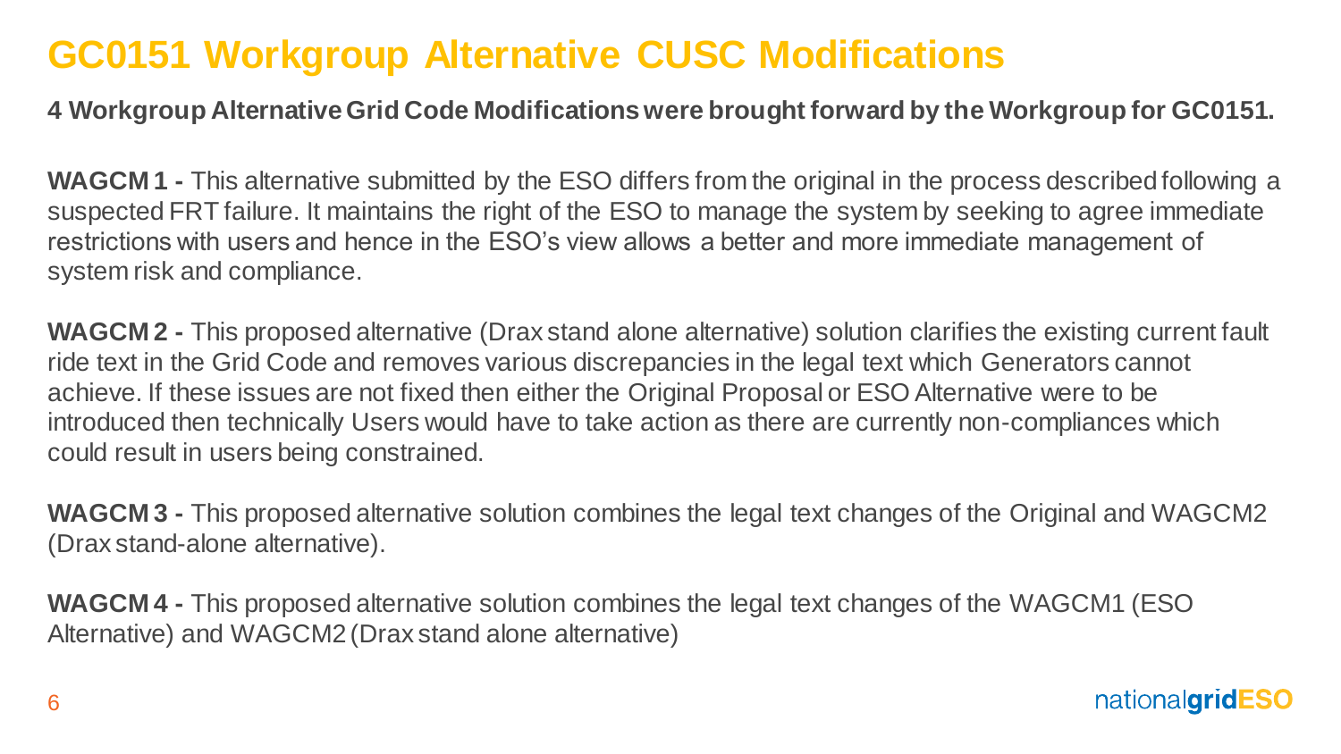# GC0151 Workgroup Alternative CUSC Modifications

**4 Workgroup Alternative Grid Code Modifications were brought forward by the Workgroup for GC0151.**

**WAGCM 1 -** This alternative submitted by the ESO differs from the original in the process described following a suspected FRT failure. It maintains the right of the ESO to manage the system by seeking to agree immediate restrictions with users and hence in the ESO's view allows a better and more immediate management of system risk and compliance.

**WAGCM 2 -** This proposed alternative (Drax stand alone alternative) solution clarifies the existing current fault ride text in the Grid Code and removes various discrepancies in the legal text which Generators cannot achieve. If these issues are not fixed then either the Original Proposal or ESO Alternative were to be introduced then technically Users would have to take action as there are currently non-compliances which could result in users being constrained.

**WAGCM 3 -** This proposed alternative solution combines the legal text changes of the Original and WAGCM2 (Drax stand-alone alternative).

**WAGCM 4 -** This proposed alternative solution combines the legal text changes of the WAGCM1 (ESO Alternative) and WAGCM2 (Drax stand alone alternative)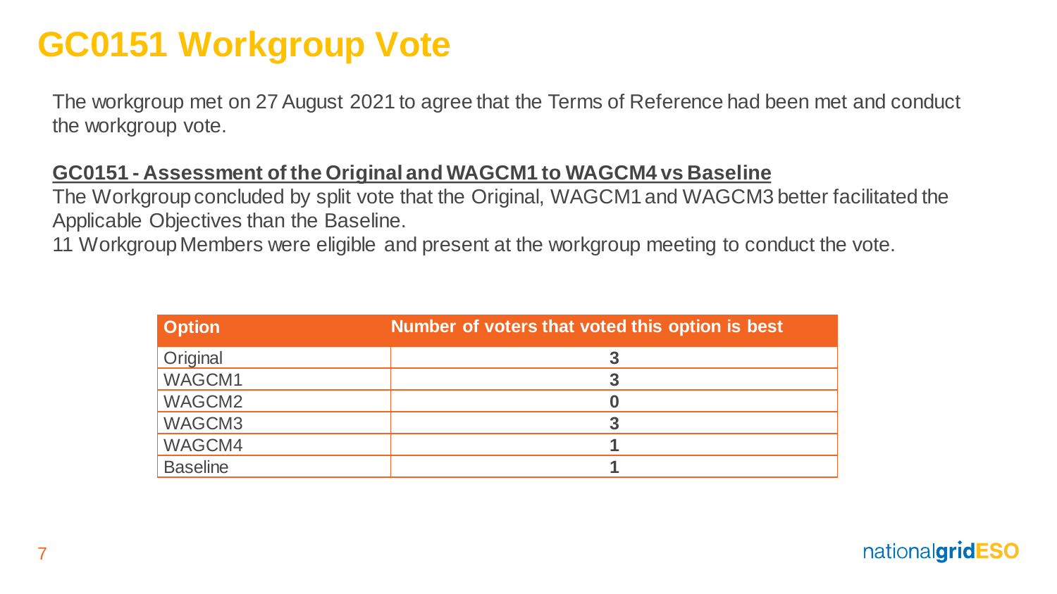# GC0151 Workgroup Vote

The workgroup met on 27 August 2021 to agree that the Terms of Reference had been met and conduct the workgroup vote.

**GC0151 - Assessment of the Original and WAGCM1 to WAGCM4 vs Baseline**

The Workgroup concluded by split vote that the Original, WAGCM1 and WAGCM3 better facilitated the Applicable Objectives than the Baseline.

11 Workgroup Members were eligible and present at the workgroup meeting to conduct the vote.

| Option | Number of voters that voted this option is best |
| --- | --- |
| Original | 3 |
| WAGCM1 | 3 |
| WAGCM2 | 0 |
| WAGCM3 | 3 |
| WAGCM4 | 1 |
| Baseline | 1 |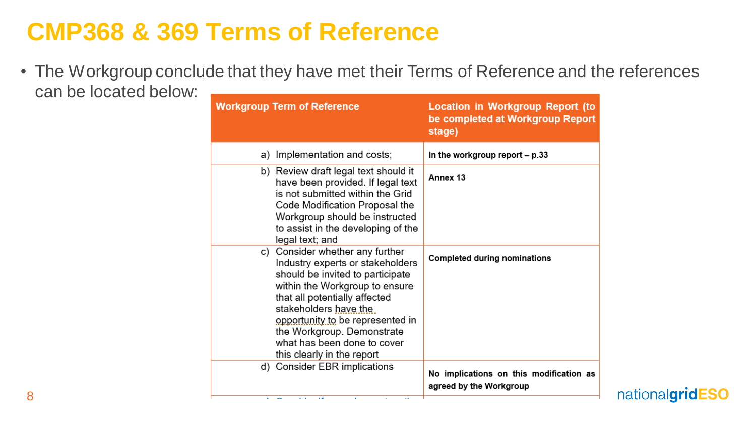# CMP368 & 369 Terms of Reference

- The Workgroup conclude that they have met their Terms of Reference and the references can be located below:

| Workgroup Term of Reference | Location in Workgroup Report (to be completed at Workgroup Report stage) |
|---|---|
| a) Implementation and costs; | **In the workgroup report – p.33** |
| b) Review draft legal text should it have been provided. If legal text is not submitted within the Grid Code Modification Proposal the Workgroup should be instructed to assist in the developing of the legal text; and | **Annex 13** |
| c) Consider whether any further Industry experts or stakeholders should be invited to participate within the Workgroup to ensure that all potentially affected stakeholders have the opportunity to be represented in the Workgroup. Demonstrate what has been done to cover this clearly in the report | **Completed during nominations** |
| d) Consider EBR implications | **No implications on this modification as agreed by the Workgroup** |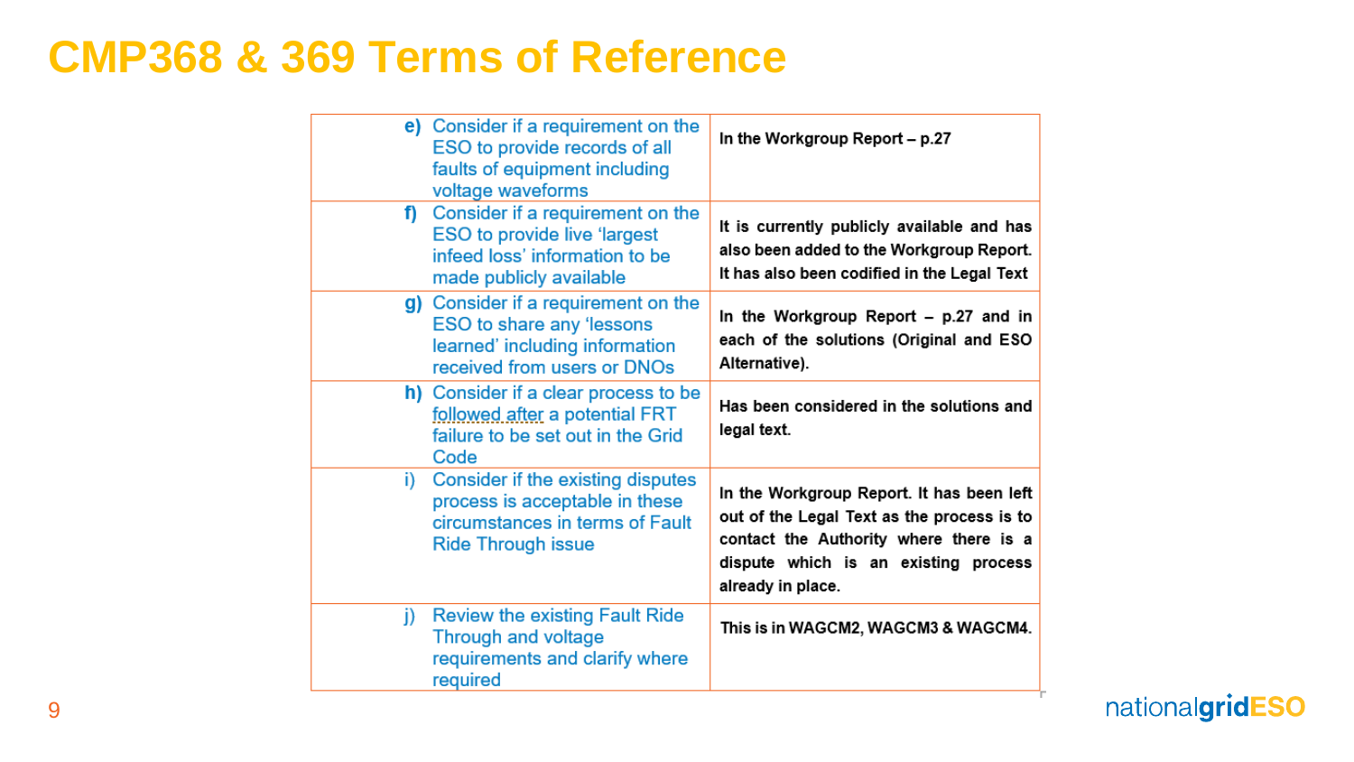# CMP368 & 369 Terms of Reference

| | |
|---|---|
| e) Consider if a requirement on the ESO to provide records of all faults of equipment including voltage waveforms | In the Workgroup Report – p.27 |
| f) Consider if a requirement on the ESO to provide live 'largest infeed loss' information to be made publicly available | It is currently publicly available and has also been added to the Workgroup Report. It has also been codified in the Legal Text |
| g) Consider if a requirement on the ESO to share any 'lessons learned' including information received from users or DNOs | In the Workgroup Report – p.27 and in each of the solutions (Original and ESO Alternative). |
| h) Consider if a clear process to be followed after a potential FRT failure to be set out in the Grid Code | Has been considered in the solutions and legal text. |
| i) Consider if the existing disputes process is acceptable in these circumstances in terms of Fault Ride Through issue | In the Workgroup Report. It has been left out of the Legal Text as the process is to contact the Authority where there is a dispute which is an existing process already in place. |
| j) Review the existing Fault Ride Through and voltage requirements and clarify where required | This is in WAGCM2, WAGCM3 & WAGCM4. |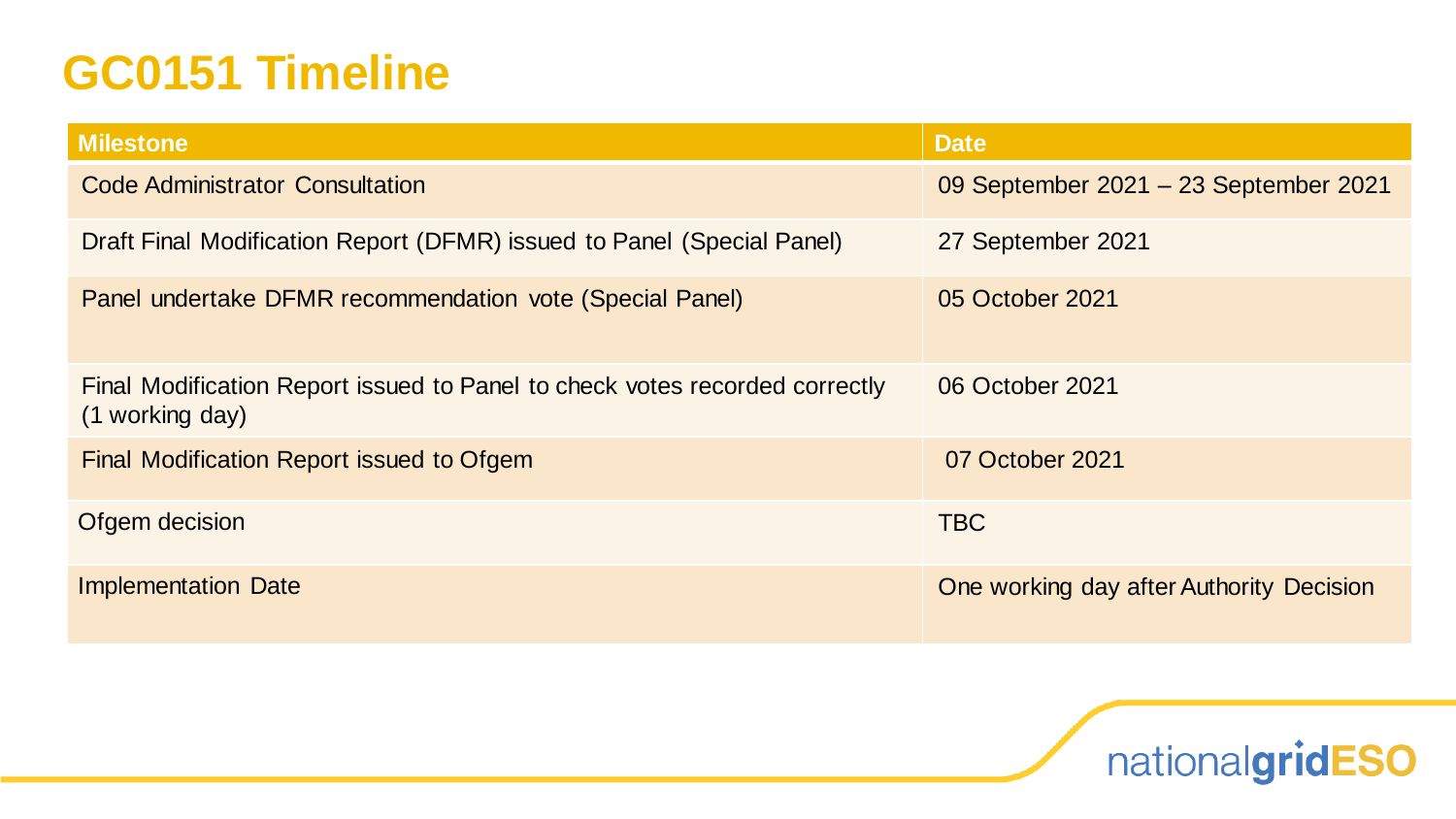# GC0151 Timeline

| Milestone | Date |
| --- | --- |
| Code Administrator Consultation | 09 September 2021 – 23 September 2021 |
| Draft Final Modification Report (DFMR) issued to Panel (Special Panel) | 27 September 2021 |
| Panel undertake DFMR recommendation vote (Special Panel) | 05 October 2021 |
| Final Modification Report issued to Panel to check votes recorded correctly (1 working day) | 06 October 2021 |
| Final Modification Report issued to Ofgem | 07 October 2021 |
| Ofgem decision | TBC |
| Implementation Date | One working day after Authority Decision |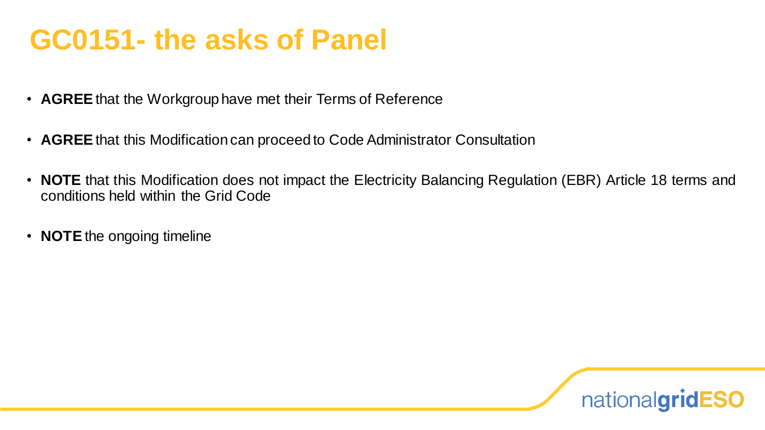# GC0151- the asks of Panel

- **AGREE** that the Workgroup have met their Terms of Reference
- **AGREE** that this Modification can proceed to Code Administrator Consultation
- **NOTE** that this Modification does not impact the Electricity Balancing Regulation (EBR) Article 18 terms and conditions held within the Grid Code
- **NOTE** the ongoing timeline